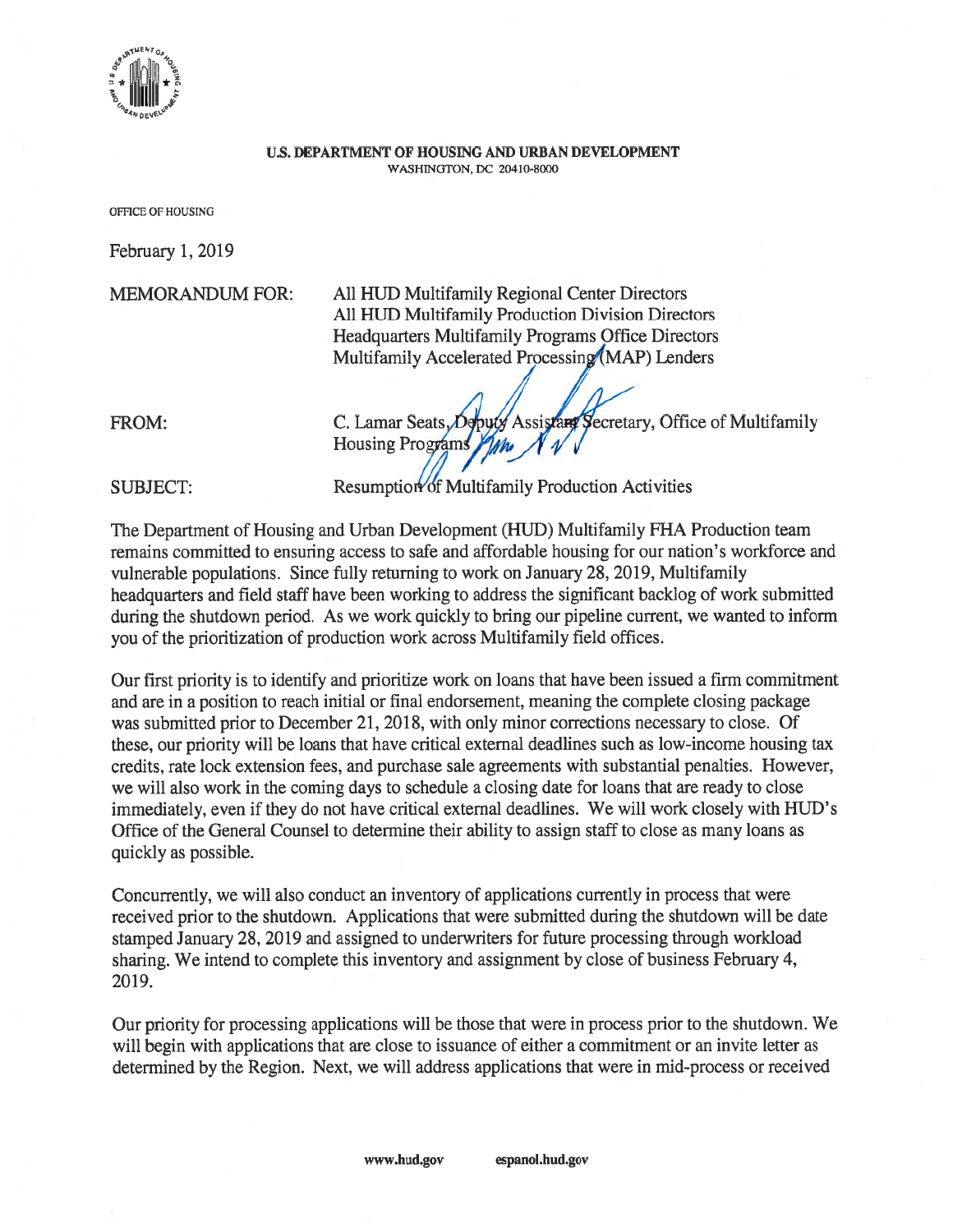**U.S. DEPARTMENT OF HOUSING AND URBAN DEVELOPMENT**
WASHINGTON, DC 20410-8000

OFFICE OF HOUSING

February 1, 2019

MEMORANDUM FOR: All HUD Multifamily Regional Center Directors
All HUD Multifamily Production Division Directors
Headquarters Multifamily Programs Office Directors
Multifamily Accelerated Processing (MAP) Lenders

FROM: C. Lamar Seats, Deputy Assistant Secretary, Office of Multifamily Housing Programs

SUBJECT: Resumption of Multifamily Production Activities

The Department of Housing and Urban Development (HUD) Multifamily FHA Production team remains committed to ensuring access to safe and affordable housing for our nation's workforce and vulnerable populations. Since fully returning to work on January 28, 2019, Multifamily headquarters and field staff have been working to address the significant backlog of work submitted during the shutdown period. As we work quickly to bring our pipeline current, we wanted to inform you of the prioritization of production work across Multifamily field offices.

Our first priority is to identify and prioritize work on loans that have been issued a firm commitment and are in a position to reach initial or final endorsement, meaning the complete closing package was submitted prior to December 21, 2018, with only minor corrections necessary to close. Of these, our priority will be loans that have critical external deadlines such as low-income housing tax credits, rate lock extension fees, and purchase sale agreements with substantial penalties. However, we will also work in the coming days to schedule a closing date for loans that are ready to close immediately, even if they do not have critical external deadlines. We will work closely with HUD's Office of the General Counsel to determine their ability to assign staff to close as many loans as quickly as possible.

Concurrently, we will also conduct an inventory of applications currently in process that were received prior to the shutdown. Applications that were submitted during the shutdown will be date stamped January 28, 2019 and assigned to underwriters for future processing through workload sharing. We intend to complete this inventory and assignment by close of business February 4, 2019.

Our priority for processing applications will be those that were in process prior to the shutdown. We will begin with applications that are close to issuance of either a commitment or an invite letter as determined by the Region. Next, we will address applications that were in mid-process or received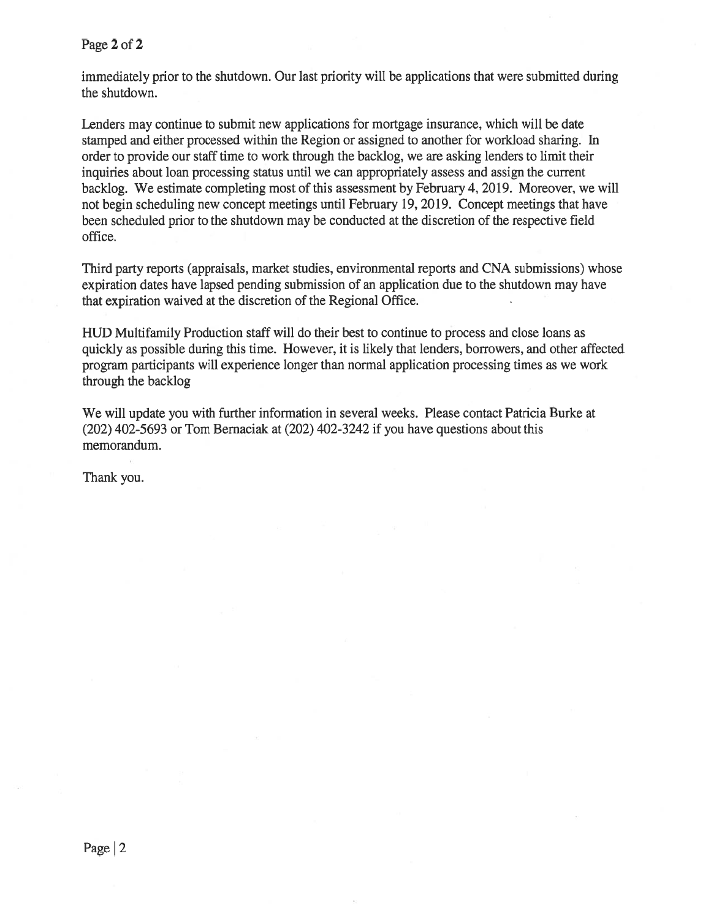immediately prior to the shutdown. Our last priority will be applications that were submitted during the shutdown.

Lenders may continue to submit new applications for mortgage insurance, which will be date stamped and either processed within the Region or assigned to another for workload sharing. In order to provide our staff time to work through the backlog, we are asking lenders to limit their inquiries about loan processing status until we can appropriately assess and assign the current backlog. We estimate completing most of this assessment by February 4, 2019. Moreover, we will not begin scheduling new concept meetings until February 19, 2019. Concept meetings that have been scheduled prior to the shutdown may be conducted at the discretion of the respective field office.

Third party reports (appraisals, market studies, environmental reports and CNA submissions) whose expiration dates have lapsed pending submission of an application due to the shutdown may have that expiration waived at the discretion of the Regional Office.

HUD Multifamily Production staff will do their best to continue to process and close loans as quickly as possible during this time. However, it is likely that lenders, borrowers, and other affected program participants will experience longer than normal application processing times as we work through the backlog

We will update you with further information in several weeks. Please contact Patricia Burke at (202) 402-5693 or Tom Bernaciak at (202) 402-3242 if you have questions about this memorandum.

Thank you.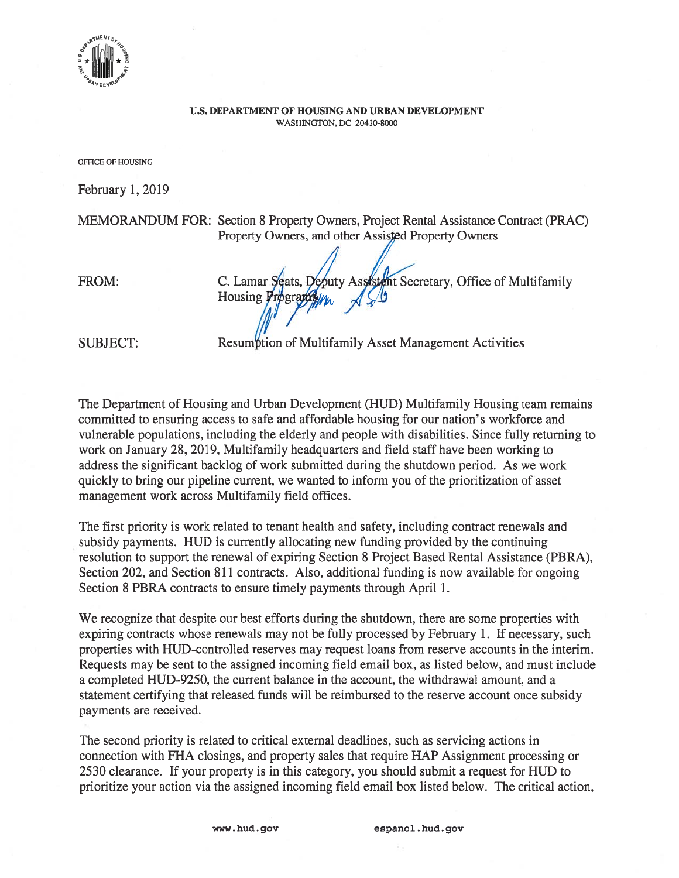U.S. DEPARTMENT OF HOUSING AND URBAN DEVELOPMENT
WASHINGTON, DC 20410-8000

OFFICE OF HOUSING

February 1, 2019

MEMORANDUM FOR: Section 8 Property Owners, Project Rental Assistance Contract (PRAC) Property Owners, and other Assisted Property Owners

FROM: C. Lamar Seats, Deputy Assistant Secretary, Office of Multifamily Housing Programs

SUBJECT: Resumption of Multifamily Asset Management Activities

The Department of Housing and Urban Development (HUD) Multifamily Housing team remains committed to ensuring access to safe and affordable housing for our nation's workforce and vulnerable populations, including the elderly and people with disabilities. Since fully returning to work on January 28, 2019, Multifamily headquarters and field staff have been working to address the significant backlog of work submitted during the shutdown period. As we work quickly to bring our pipeline current, we wanted to inform you of the prioritization of asset management work across Multifamily field offices.

The first priority is work related to tenant health and safety, including contract renewals and subsidy payments. HUD is currently allocating new funding provided by the continuing resolution to support the renewal of expiring Section 8 Project Based Rental Assistance (PBRA), Section 202, and Section 811 contracts. Also, additional funding is now available for ongoing Section 8 PBRA contracts to ensure timely payments through April 1.

We recognize that despite our best efforts during the shutdown, there are some properties with expiring contracts whose renewals may not be fully processed by February 1. If necessary, such properties with HUD-controlled reserves may request loans from reserve accounts in the interim. Requests may be sent to the assigned incoming field email box, as listed below, and must include a completed HUD-9250, the current balance in the account, the withdrawal amount, and a statement certifying that released funds will be reimbursed to the reserve account once subsidy payments are received.

The second priority is related to critical external deadlines, such as servicing actions in connection with FHA closings, and property sales that require HAP Assignment processing or 2530 clearance. If your property is in this category, you should submit a request for HUD to prioritize your action via the assigned incoming field email box listed below. The critical action,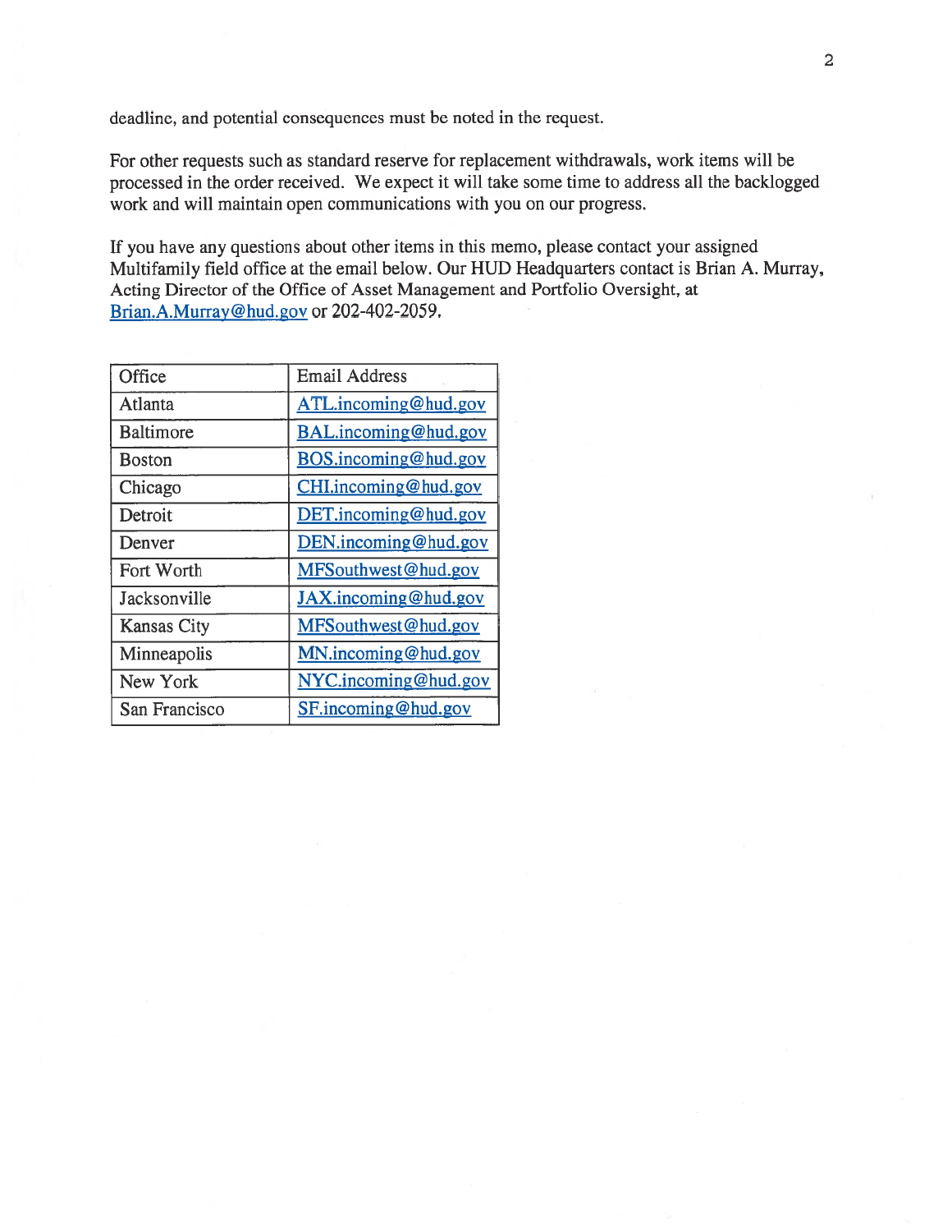deadline, and potential consequences must be noted in the request.

For other requests such as standard reserve for replacement withdrawals, work items will be processed in the order received. We expect it will take some time to address all the backlogged work and will maintain open communications with you on our progress.

If you have any questions about other items in this memo, please contact your assigned Multifamily field office at the email below. Our HUD Headquarters contact is Brian A. Murray, Acting Director of the Office of Asset Management and Portfolio Oversight, at Brian.A.Murray@hud.gov or 202-402-2059.

| Office | Email Address |
|---|---|
| Atlanta | ATL.incoming@hud.gov |
| Baltimore | BAL.incoming@hud.gov |
| Boston | BOS.incoming@hud.gov |
| Chicago | CHI.incoming@hud.gov |
| Detroit | DET.incoming@hud.gov |
| Denver | DEN.incoming@hud.gov |
| Fort Worth | MFSouthwest@hud.gov |
| Jacksonville | JAX.incoming@hud.gov |
| Kansas City | MFSouthwest@hud.gov |
| Minneapolis | MN.incoming@hud.gov |
| New York | NYC.incoming@hud.gov |
| San Francisco | SF.incoming@hud.gov |